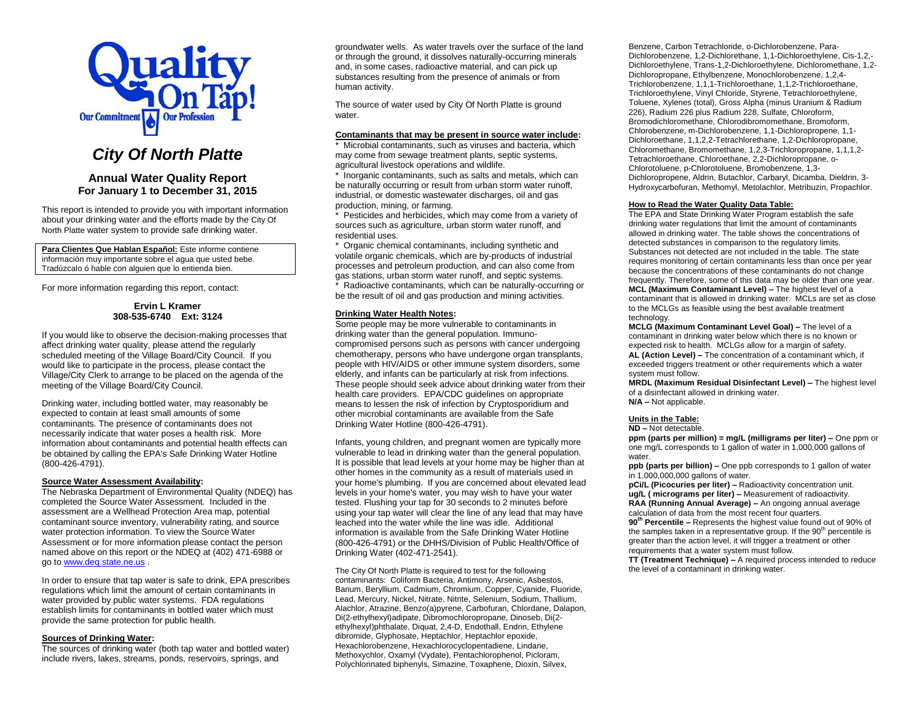# City Of North Platte

## Annual Water Quality Report
## For January 1 to December 31, 2015

This report is intended to provide you with important information about your drinking water and the efforts made by the City Of North Platte water system to provide safe drinking water.

**Para Clientes Que Hablan Español:** Este informe contiene información muy importante sobre el agua que usted bebe. Tradúzcalo ó hable con alguien que lo entienda bien.

For more information regarding this report, contact:

**Ervin L Kramer**
**308-535-6740 Ext: 3124**

If you would like to observe the decision-making processes that affect drinking water quality, please attend the regularly scheduled meeting of the Village Board/City Council. If you would like to participate in the process, please contact the Village/City Clerk to arrange to be placed on the agenda of the meeting of the Village Board/City Council.

Drinking water, including bottled water, may reasonably be expected to contain at least small amounts of some contaminants. The presence of contaminants does not necessarily indicate that water poses a health risk. More information about contaminants and potential health effects can be obtained by calling the EPA's Safe Drinking Water Hotline (800-426-4791).

### Source Water Assessment Availability:

The Nebraska Department of Environmental Quality (NDEQ) has completed the Source Water Assessment. Included in the assessment are a Wellhead Protection Area map, potential contaminant source inventory, vulnerability rating, and source water protection information. To view the Source Water Assessment or for more information please contact the person named above on this report or the NDEQ at (402) 471-6988 or go to www.deq.state.ne.us .

In order to ensure that tap water is safe to drink, EPA prescribes regulations which limit the amount of certain contaminants in water provided by public water systems. FDA regulations establish limits for contaminants in bottled water which must provide the same protection for public health.

### Sources of Drinking Water:

The sources of drinking water (both tap water and bottled water) include rivers, lakes, streams, ponds, reservoirs, springs, and groundwater wells. As water travels over the surface of the land or through the ground, it dissolves naturally-occurring minerals and, in some cases, radioactive material, and can pick up substances resulting from the presence of animals or from human activity.

The source of water used by City Of North Platte is ground water.

### Contaminants that may be present in source water include:

* Microbial contaminants, such as viruses and bacteria, which may come from sewage treatment plants, septic systems, agricultural livestock operations and wildlife.
* Inorganic contaminants, such as salts and metals, which can be naturally occurring or result from urban storm water runoff, industrial, or domestic wastewater discharges, oil and gas production, mining, or farming.
* Pesticides and herbicides, which may come from a variety of sources such as agriculture, urban storm water runoff, and residential uses.
* Organic chemical contaminants, including synthetic and volatile organic chemicals, which are by-products of industrial processes and petroleum production, and can also come from gas stations, urban storm water runoff, and septic systems.
* Radioactive contaminants, which can be naturally-occurring or be the result of oil and gas production and mining activities.

### Drinking Water Health Notes:

Some people may be more vulnerable to contaminants in drinking water than the general population. Immuno-compromised persons such as persons with cancer undergoing chemotherapy, persons who have undergone organ transplants, people with HIV/AIDS or other immune system disorders, some elderly, and infants can be particularly at risk from infections. These people should seek advice about drinking water from their health care providers. EPA/CDC guidelines on appropriate means to lessen the risk of infection by Cryptosporidium and other microbial contaminants are available from the Safe Drinking Water Hotline (800-426-4791).

Infants, young children, and pregnant women are typically more vulnerable to lead in drinking water than the general population. It is possible that lead levels at your home may be higher than at other homes in the community as a result of materials used in your home's plumbing. If you are concerned about elevated lead levels in your home's water, you may wish to have your water tested. Flushing your tap for 30 seconds to 2 minutes before using your tap water will clear the line of any lead that may have leached into the water while the line was idle. Additional information is available from the Safe Drinking Water Hotline (800-426-4791) or the DHHS/Division of Public Health/Office of Drinking Water (402-471-2541).

The City Of North Platte is required to test for the following contaminants: Coliform Bacteria, Antimony, Arsenic, Asbestos, Barium, Beryllium, Cadmium, Chromium, Copper, Cyanide, Fluoride, Lead, Mercury, Nickel, Nitrate, Nitrite, Selenium, Sodium, Thallium, Alachlor, Atrazine, Benzo(a)pyrene, Carbofuran, Chlordane, Dalapon, Di(2-ethylhexyl)adipate, Dibromochloropropane, Dinoseb, Di(2-ethylhexyl)phthalate, Diquat, 2,4-D, Endothall, Endrin, Ethylene dibromide, Glyphosate, Heptachlor, Heptachlor epoxide, Hexachlorobenzene, Hexachlorocyclopentadiene, Lindane, Methoxychlor, Oxamyl (Vydate), Pentachlorophenol, Picloram, Polychlorinated biphenyls, Simazine, Toxaphene, Dioxin, Silvex, Benzene, Carbon Tetrachloride, o-Dichlorobenzene, Para-Dichlorobenzene, 1,2-Dichlorethane, 1,1-Dichloroethylene, Cis-1,2,-Dichloroethylene, Trans-1,2-Dichloroethylene, Dichloromethane, 1,2-Dichloropropane, Ethylbenzene, Monochlorobenzene, 1,2,4-Trichlorobenzene, 1,1,1-Trichloroethane, 1,1,2-Trichloroethane, Trichloroethylene, Vinyl Chloride, Styrene, Tetrachloroethylene, Toluene, Xylenes (total), Gross Alpha (minus Uranium & Radium 226), Radium 226 plus Radium 228, Sulfate, Chloroform, Bromodichloromethane, Chlorodibromomethane, Bromoform, Chlorobenzene, m-Dichlorobenzene, 1,1-Dichloropropene, 1,1-Dichloroethane, 1,1,2,2-Tetrachlorethane, 1,2-Dichloropropane, Chloromethane, Bromomethane, 1,2,3-Trichloropropane, 1,1,1,2-Tetrachloroethane, Chloroethane, 2,2-Dichloropropane, o-Chlorotoluene, p-Chlorotoluene, Bromobenzene, 1,3-Dichloropropene, Aldrin, Butachlor, Carbaryl, Dicamba, Dieldrin, 3-Hydroxycarbofuran, Methomyl, Metolachlor, Metribuzin, Propachlor.

### How to Read the Water Quality Data Table:

The EPA and State Drinking Water Program establish the safe drinking water regulations that limit the amount of contaminants allowed in drinking water. The table shows the concentrations of detected substances in comparison to the regulatory limits. Substances not detected are not included in the table. The state requires monitoring of certain contaminants less than once per year because the concentrations of these contaminants do not change frequently. Therefore, some of this data may be older than one year.

**MCL (Maximum Contaminant Level) –** The highest level of a contaminant that is allowed in drinking water. MCLs are set as close to the MCLGs as feasible using the best available treatment technology.

**MCLG (Maximum Contaminant Level Goal) –** The level of a contaminant in drinking water below which there is no known or expected risk to health. MCLGs allow for a margin of safety.

**AL (Action Level) –** The concentration of a contaminant which, if exceeded triggers treatment or other requirements which a water system must follow.

**MRDL (Maximum Residual Disinfectant Level) –** The highest level of a disinfectant allowed in drinking water.

**N/A –** Not applicable.

### Units in the Table:

**ND –** Not detectable.

**ppm (parts per million) = mg/L (milligrams per liter) –** One ppm or one mg/L corresponds to 1 gallon of water in 1,000,000 gallons of water.

**ppb (parts per billion) –** One ppb corresponds to 1 gallon of water in 1,000,000,000 gallons of water.

**pCi/L (Picocuries per liter) –** Radioactivity concentration unit.

**ug/L ( micrograms per liter) –** Measurement of radioactivity.

**RAA (Running Annual Average) –** An ongoing annual average calculation of data from the most recent four quarters.

**$90^{th}$ Percentile –** Represents the highest value found out of 90% of the samples taken in a representative group. If the $90^{th}$ percentile is greater than the action level, it will trigger a treatment or other requirements that a water system must follow.

**TT (Treatment Technique) –** A required process intended to reduce the level of a contaminant in drinking water.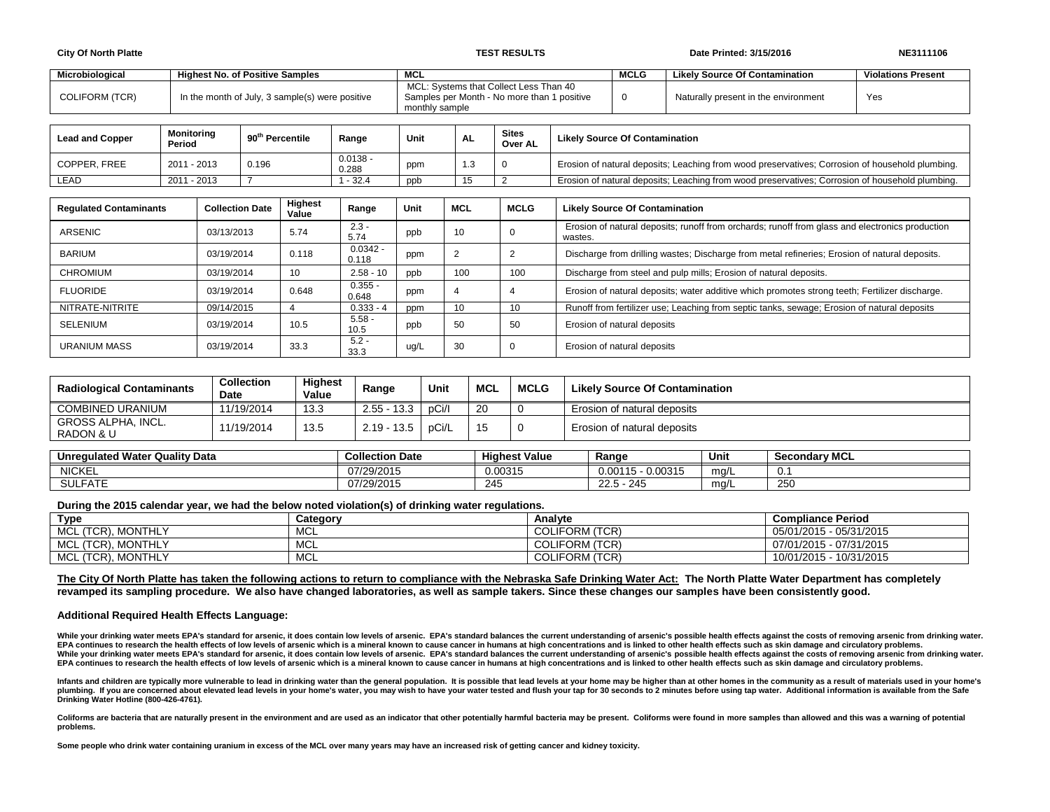City Of North Platte | TEST RESULTS | Date Printed: 3/15/2016 | NE3111106

| Microbiological | Highest No. of Positive Samples | MCL | MCLG | Likely Source Of Contamination | Violations Present |
| --- | --- | --- | --- | --- | --- |
| COLIFORM (TCR) | In the month of July, 3 sample(s) were positive | MCL: Systems that Collect Less Than 40 Samples per Month - No more than 1 positive monthly sample | 0 | Naturally present in the environment | Yes |

| Lead and Copper | Monitoring Period | 90th Percentile | Range | Unit | AL | Sites Over AL | Likely Source Of Contamination |
| --- | --- | --- | --- | --- | --- | --- | --- |
| COPPER, FREE | 2011 - 2013 | 0.196 | 0.0138 - 0.288 | ppm | 1.3 | 0 | Erosion of natural deposits; Leaching from wood preservatives; Corrosion of household plumbing. |
| LEAD | 2011 - 2013 | 7 | 1 - 32.4 | ppb | 15 | 2 | Erosion of natural deposits; Leaching from wood preservatives; Corrosion of household plumbing. |

| Regulated Contaminants | Collection Date | Highest Value | Range | Unit | MCL | MCLG | Likely Source Of Contamination |
| --- | --- | --- | --- | --- | --- | --- | --- |
| ARSENIC | 03/13/2013 | 5.74 | 2.3 - 5.74 | ppb | 10 | 0 | Erosion of natural deposits; runoff from orchards; runoff from glass and electronics production wastes. |
| BARIUM | 03/19/2014 | 0.118 | 0.0342 - 0.118 | ppm | 2 | 2 | Discharge from drilling wastes; Discharge from metal refineries; Erosion of natural deposits. |
| CHROMIUM | 03/19/2014 | 10 | 2.58 - 10 | ppb | 100 | 100 | Discharge from steel and pulp mills; Erosion of natural deposits. |
| FLUORIDE | 03/19/2014 | 0.648 | 0.355 - 0.648 | ppm | 4 | 4 | Erosion of natural deposits; water additive which promotes strong teeth; Fertilizer discharge. |
| NITRATE-NITRITE | 09/14/2015 | 4 | 0.333 - 4 | ppm | 10 | 10 | Runoff from fertilizer use; Leaching from septic tanks, sewage; Erosion of natural deposits |
| SELENIUM | 03/19/2014 | 10.5 | 5.58 - 10.5 | ppb | 50 | 50 | Erosion of natural deposits |
| URANIUM MASS | 03/19/2014 | 33.3 | 5.2 - 33.3 | ug/L | 30 | 0 | Erosion of natural deposits |

| Radiological Contaminants | Collection Date | Highest Value | Range | Unit | MCL | MCLG | Likely Source Of Contamination |
| --- | --- | --- | --- | --- | --- | --- | --- |
| COMBINED URANIUM | 11/19/2014 | 13.3 | 2.55 - 13.3 | pCi/l | 20 | 0 | Erosion of natural deposits |
| GROSS ALPHA, INCL. RADON & U | 11/19/2014 | 13.5 | 2.19 - 13.5 | pCi/L | 15 | 0 | Erosion of natural deposits |

| Unregulated Water Quality Data | Collection Date | Highest Value | Range | Unit | Secondary MCL |
| --- | --- | --- | --- | --- | --- |
| NICKEL | 07/29/2015 | 0.00315 | 0.00115 - 0.00315 | mg/L | 0.1 |
| SULFATE | 07/29/2015 | 245 | 22.5 - 245 | mg/L | 250 |

**During the 2015 calendar year, we had the below noted violation(s) of drinking water regulations.**

| Type | Category | Analyte | Compliance Period |
| --- | --- | --- | --- |
| MCL (TCR), MONTHLY | MCL | COLIFORM (TCR) | 05/01/2015 - 05/31/2015 |
| MCL (TCR), MONTHLY | MCL | COLIFORM (TCR) | 07/01/2015 - 07/31/2015 |
| MCL (TCR), MONTHLY | MCL | COLIFORM (TCR) | 10/01/2015 - 10/31/2015 |

**The City Of North Platte has taken the following actions to return to compliance with the Nebraska Safe Drinking Water Act:** **The North Platte Water Department has completely revamped its sampling procedure. We also have changed laboratories, as well as sample takers. Since these changes our samples have been consistently good.**

**Additional Required Health Effects Language:**

**While your drinking water meets EPA's standard for arsenic, it does contain low levels of arsenic. EPA's standard balances the current understanding of arsenic's possible health effects against the costs of removing arsenic from drinking water. EPA continues to research the health effects of low levels of arsenic which is a mineral known to cause cancer in humans at high concentrations and is linked to other health effects such as skin damage and circulatory problems. While your drinking water meets EPA's standard for arsenic, it does contain low levels of arsenic. EPA's standard balances the current understanding of arsenic's possible health effects against the costs of removing arsenic from drinking water. EPA continues to research the health effects of low levels of arsenic which is a mineral known to cause cancer in humans at high concentrations and is linked to other health effects such as skin damage and circulatory problems.**

**Infants and children are typically more vulnerable to lead in drinking water than the general population. It is possible that lead levels at your home may be higher than at other homes in the community as a result of materials used in your home's plumbing. If you are concerned about elevated lead levels in your home's water, you may wish to have your water tested and flush your tap for 30 seconds to 2 minutes before using tap water. Additional information is available from the Safe Drinking Water Hotline (800-426-4761).**

**Coliforms are bacteria that are naturally present in the environment and are used as an indicator that other potentially harmful bacteria may be present. Coliforms were found in more samples than allowed and this was a warning of potential problems.**

**Some people who drink water containing uranium in excess of the MCL over many years may have an increased risk of getting cancer and kidney toxicity.**